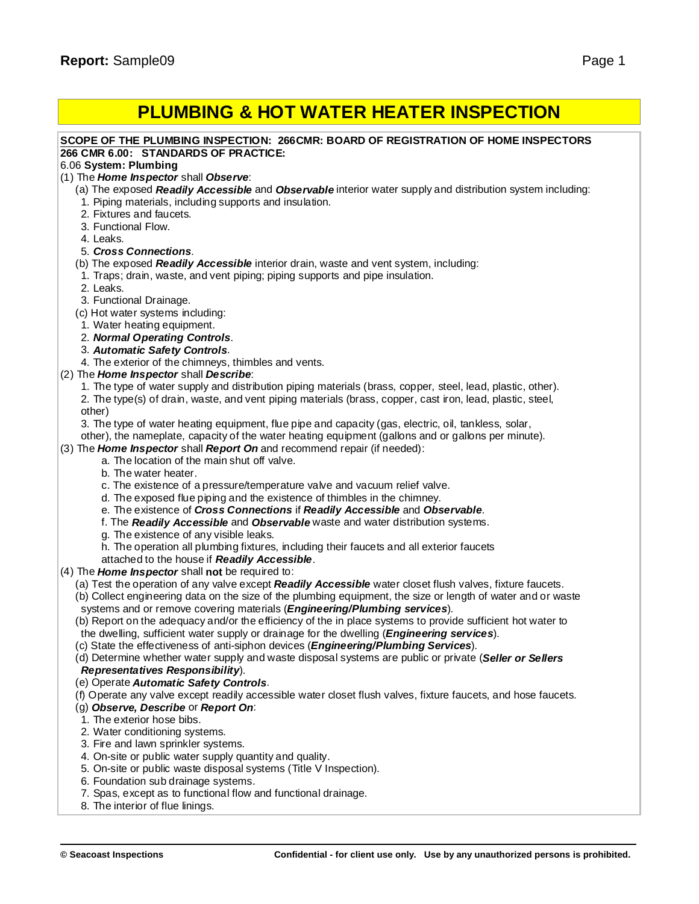# PLUMBING & HOT WATER HEATER INSPECTION

**SCOPE OF THE PLUMBING INSPECTION: 266CMR: BOARD OF REGISTRATION OF HOME INSPECTORS**
**266 CMR 6.00: STANDARDS OF PRACTICE:**

6.06 **System: Plumbing**

(1) The ***Home Inspector*** shall ***Observe***:

(a) The exposed ***Readily Accessible*** and ***Observable*** interior water supply and distribution system including:

1. Piping materials, including supports and insulation.
2. Fixtures and faucets.
3. Functional Flow.
4. Leaks.
5. ***Cross Connections***.

(b) The exposed ***Readily Accessible*** interior drain, waste and vent system, including:

1. Traps; drain, waste, and vent piping; piping supports and pipe insulation.
2. Leaks.
3. Functional Drainage.

(c) Hot water systems including:

1. Water heating equipment.
2. ***Normal Operating Controls***.
3. ***Automatic Safety Controls***.
4. The exterior of the chimneys, thimbles and vents.

(2) The ***Home Inspector*** shall ***Describe***:

1. The type of water supply and distribution piping materials (brass, copper, steel, lead, plastic, other).
2. The type(s) of drain, waste, and vent piping materials (brass, copper, cast iron, lead, plastic, steel, other)
3. The type of water heating equipment, flue pipe and capacity (gas, electric, oil, tankless, solar, other), the nameplate, capacity of the water heating equipment (gallons and or gallons per minute).

(3) The ***Home Inspector*** shall ***Report On*** and recommend repair (if needed):

a. The location of the main shut off valve.
b. The water heater.
c. The existence of a pressure/temperature valve and vacuum relief valve.
d. The exposed flue piping and the existence of thimbles in the chimney.
e. The existence of ***Cross Connections*** if ***Readily Accessible*** and ***Observable***.
f. The ***Readily Accessible*** and ***Observable*** waste and water distribution systems.
g. The existence of any visible leaks.
h. The operation all plumbing fixtures, including their faucets and all exterior faucets attached to the house if ***Readily Accessible***.

(4) The ***Home Inspector*** shall **not** be required to:

(a) Test the operation of any valve except ***Readily Accessible*** water closet flush valves, fixture faucets.
(b) Collect engineering data on the size of the plumbing equipment, the size or length of water and or waste systems and or remove covering materials (***Engineering/Plumbing services***).
(b) Report on the adequacy and/or the efficiency of the in place systems to provide sufficient hot water to the dwelling, sufficient water supply or drainage for the dwelling (***Engineering services***).
(c) State the effectiveness of anti-siphon devices (***Engineering/Plumbing Services***).
(d) Determine whether water supply and waste disposal systems are public or private (***Seller or Sellers Representatives Responsibility***).
(e) Operate ***Automatic Safety Controls***.
(f) Operate any valve except readily accessible water closet flush valves, fixture faucets, and hose faucets.
(g) ***Observe, Describe*** or ***Report On***:

1. The exterior hose bibs.
2. Water conditioning systems.
3. Fire and lawn sprinkler systems.
4. On-site or public water supply quantity and quality.
5. On-site or public waste disposal systems (Title V Inspection).
6. Foundation sub drainage systems.
7. Spas, except as to functional flow and functional drainage.
8. The interior of flue linings.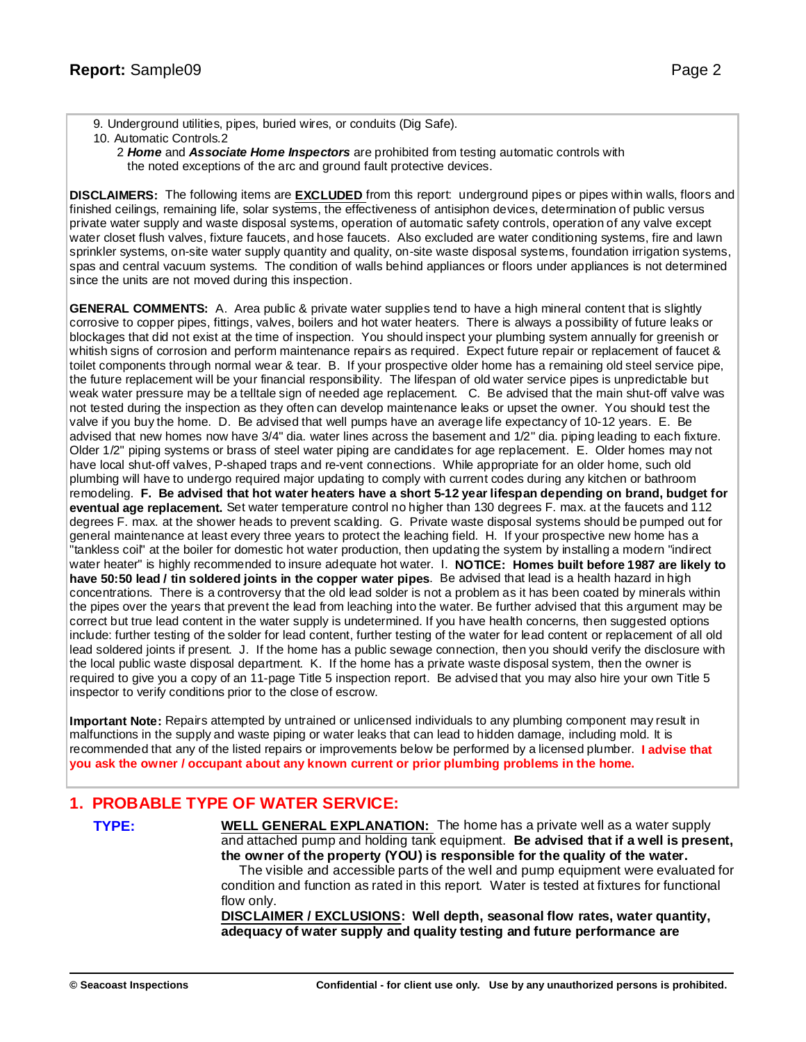9. Underground utilities, pipes, buried wires, or conduits (Dig Safe).
10. Automatic Controls.2

    2 ***Home*** and ***Associate Home Inspectors*** are prohibited from testing automatic controls with the noted exceptions of the arc and ground fault protective devices.

**DISCLAIMERS:** The following items are **EXCLUDED** from this report: underground pipes or pipes within walls, floors and finished ceilings, remaining life, solar systems, the effectiveness of antisiphon devices, determination of public versus private water supply and waste disposal systems, operation of automatic safety controls, operation of any valve except water closet flush valves, fixture faucets, and hose faucets. Also excluded are water conditioning systems, fire and lawn sprinkler systems, on-site water supply quantity and quality, on-site waste disposal systems, foundation irrigation systems, spas and central vacuum systems. The condition of walls behind appliances or floors under appliances is not determined since the units are not moved during this inspection.

**GENERAL COMMENTS:** A. Area public & private water supplies tend to have a high mineral content that is slightly corrosive to copper pipes, fittings, valves, boilers and hot water heaters. There is always a possibility of future leaks or blockages that did not exist at the time of inspection. You should inspect your plumbing system annually for greenish or whitish signs of corrosion and perform maintenance repairs as required. Expect future repair or replacement of faucet & toilet components through normal wear & tear. B. If your prospective older home has a remaining old steel service pipe, the future replacement will be your financial responsibility. The lifespan of old water service pipes is unpredictable but weak water pressure may be a telltale sign of needed age replacement. C. Be advised that the main shut-off valve was not tested during the inspection as they often can develop maintenance leaks or upset the owner. You should test the valve if you buy the home. D. Be advised that well pumps have an average life expectancy of 10-12 years. E. Be advised that new homes now have 3/4" dia. water lines across the basement and 1/2" dia. piping leading to each fixture. Older 1/2" piping systems or brass of steel water piping are candidates for age replacement. E. Older homes may not have local shut-off valves, P-shaped traps and re-vent connections. While appropriate for an older home, such old plumbing will have to undergo required major updating to comply with current codes during any kitchen or bathroom remodeling. **F. Be advised that hot water heaters have a short 5-12 year lifespan depending on brand, budget for eventual age replacement.** Set water temperature control no higher than 130 degrees F. max. at the faucets and 112 degrees F. max. at the shower heads to prevent scalding. G. Private waste disposal systems should be pumped out for general maintenance at least every three years to protect the leaching field. H. If your prospective new home has a "tankless coil" at the boiler for domestic hot water production, then updating the system by installing a modern "indirect water heater" is highly recommended to insure adequate hot water. I. **NOTICE: Homes built before 1987 are likely to have 50:50 lead / tin soldered joints in the copper water pipes**. Be advised that lead is a health hazard in high concentrations. There is a controversy that the old lead solder is not a problem as it has been coated by minerals within the pipes over the years that prevent the lead from leaching into the water. Be further advised that this argument may be correct but true lead content in the water supply is undetermined. If you have health concerns, then suggested options include: further testing of the solder for lead content, further testing of the water for lead content or replacement of all old lead soldered joints if present. J. If the home has a public sewage connection, then you should verify the disclosure with the local public waste disposal department. K. If the home has a private waste disposal system, then the owner is required to give you a copy of an 11-page Title 5 inspection report. Be advised that you may also hire your own Title 5 inspector to verify conditions prior to the close of escrow.

**Important Note:** Repairs attempted by untrained or unlicensed individuals to any plumbing component may result in malfunctions in the supply and waste piping or water leaks that can lead to hidden damage, including mold. It is recommended that any of the listed repairs or improvements below be performed by a licensed plumber. **I advise that you ask the owner / occupant about any known current or prior plumbing problems in the home.**

## 1. PROBABLE TYPE OF WATER SERVICE:

**TYPE:**

**WELL GENERAL EXPLANATION:** The home has a private well as a water supply and attached pump and holding tank equipment. **Be advised that if a well is present, the owner of the property (YOU) is responsible for the quality of the water.**

The visible and accessible parts of the well and pump equipment were evaluated for condition and function as rated in this report. Water is tested at fixtures for functional flow only.

**DISCLAIMER / EXCLUSIONS: Well depth, seasonal flow rates, water quantity, adequacy of water supply and quality testing and future performance are**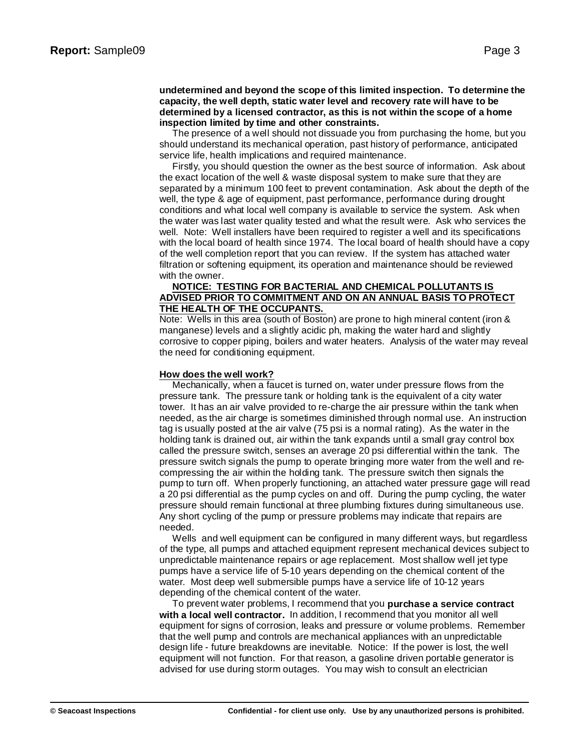**undetermined and beyond the scope of this limited inspection. To determine the capacity, the well depth, static water level and recovery rate will have to be determined by a licensed contractor, as this is not within the scope of a home inspection limited by time and other constraints.**

The presence of a well should not dissuade you from purchasing the home, but you should understand its mechanical operation, past history of performance, anticipated service life, health implications and required maintenance.

Firstly, you should question the owner as the best source of information. Ask about the exact location of the well & waste disposal system to make sure that they are separated by a minimum 100 feet to prevent contamination. Ask about the depth of the well, the type & age of equipment, past performance, performance during drought conditions and what local well company is available to service the system. Ask when the water was last water quality tested and what the result were. Ask who services the well. Note: Well installers have been required to register a well and its specifications with the local board of health since 1974. The local board of health should have a copy of the well completion report that you can review. If the system has attached water filtration or softening equipment, its operation and maintenance should be reviewed with the owner.

**NOTICE: TESTING FOR BACTERIAL AND CHEMICAL POLLUTANTS IS ADVISED PRIOR TO COMMITMENT AND ON AN ANNUAL BASIS TO PROTECT THE HEALTH OF THE OCCUPANTS.**

Note: Wells in this area (south of Boston) are prone to high mineral content (iron & manganese) levels and a slightly acidic ph, making the water hard and slightly corrosive to copper piping, boilers and water heaters. Analysis of the water may reveal the need for conditioning equipment.

**How does the well work?**

Mechanically, when a faucet is turned on, water under pressure flows from the pressure tank. The pressure tank or holding tank is the equivalent of a city water tower. It has an air valve provided to re-charge the air pressure within the tank when needed, as the air charge is sometimes diminished through normal use. An instruction tag is usually posted at the air valve (75 psi is a normal rating). As the water in the holding tank is drained out, air within the tank expands until a small gray control box called the pressure switch, senses an average 20 psi differential within the tank. The pressure switch signals the pump to operate bringing more water from the well and re-compressing the air within the holding tank. The pressure switch then signals the pump to turn off. When properly functioning, an attached water pressure gage will read a 20 psi differential as the pump cycles on and off. During the pump cycling, the water pressure should remain functional at three plumbing fixtures during simultaneous use. Any short cycling of the pump or pressure problems may indicate that repairs are needed.

Wells and well equipment can be configured in many different ways, but regardless of the type, all pumps and attached equipment represent mechanical devices subject to unpredictable maintenance repairs or age replacement. Most shallow well jet type pumps have a service life of 5-10 years depending on the chemical content of the water. Most deep well submersible pumps have a service life of 10-12 years depending of the chemical content of the water.

To prevent water problems, I recommend that you **purchase a service contract with a local well contractor.** In addition, I recommend that you monitor all well equipment for signs of corrosion, leaks and pressure or volume problems. Remember that the well pump and controls are mechanical appliances with an unpredictable design life - future breakdowns are inevitable. Notice: If the power is lost, the well equipment will not function. For that reason, a gasoline driven portable generator is advised for use during storm outages. You may wish to consult an electrician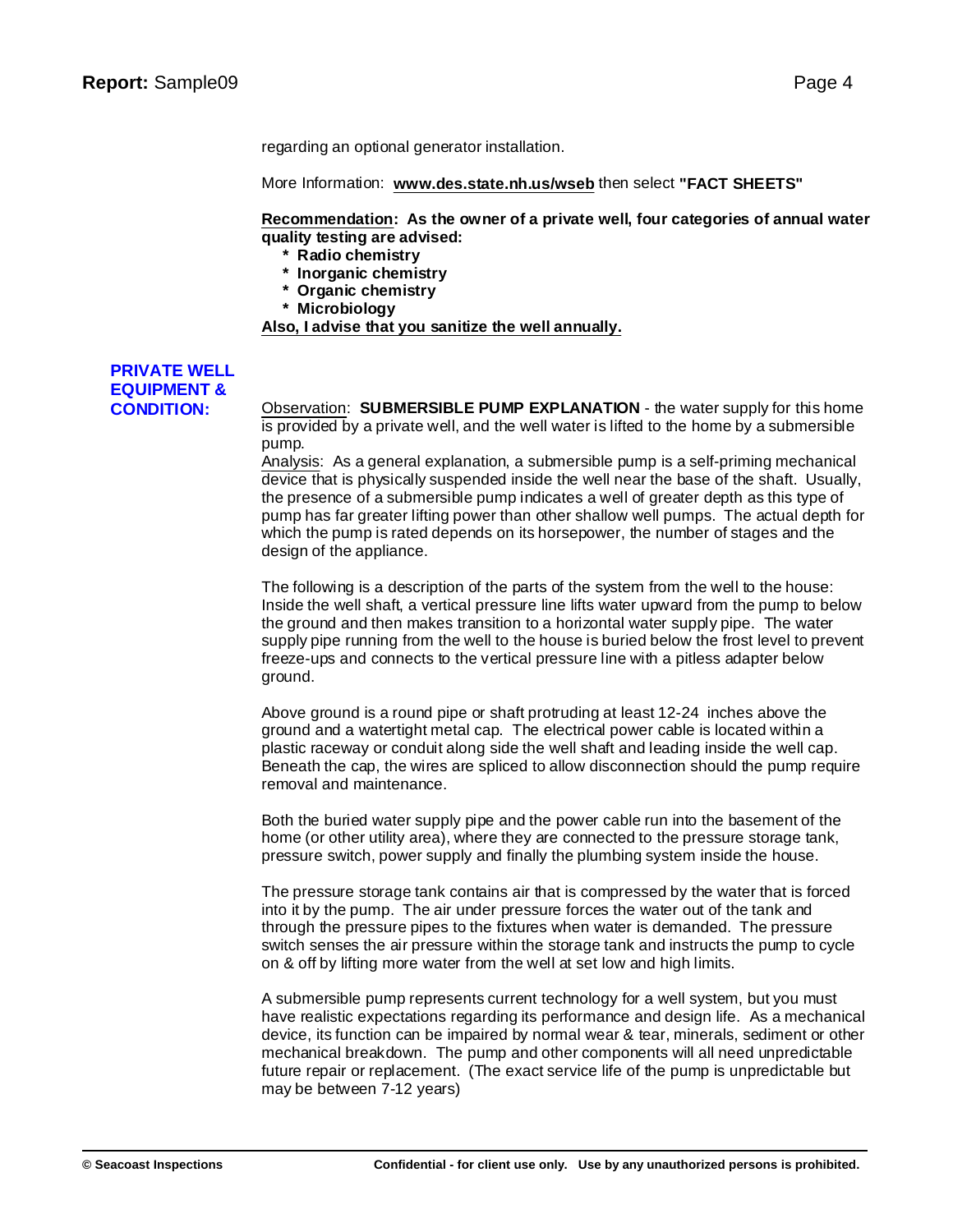regarding an optional generator installation.

More Information: **www.des.state.nh.us/wseb** then select **"FACT SHEETS"**

**Recommendation: As the owner of a private well, four categories of annual water quality testing are advised:**
- **Radio chemistry**
- **Inorganic chemistry**
- **Organic chemistry**
- **Microbiology**

**Also, I advise that you sanitize the well annually.**

## PRIVATE WELL EQUIPMENT & CONDITION:

Observation: **SUBMERSIBLE PUMP EXPLANATION** - the water supply for this home is provided by a private well, and the well water is lifted to the home by a submersible pump.
Analysis: As a general explanation, a submersible pump is a self-priming mechanical device that is physically suspended inside the well near the base of the shaft. Usually, the presence of a submersible pump indicates a well of greater depth as this type of pump has far greater lifting power than other shallow well pumps. The actual depth for which the pump is rated depends on its horsepower, the number of stages and the design of the appliance.

The following is a description of the parts of the system from the well to the house: Inside the well shaft, a vertical pressure line lifts water upward from the pump to below the ground and then makes transition to a horizontal water supply pipe. The water supply pipe running from the well to the house is buried below the frost level to prevent freeze-ups and connects to the vertical pressure line with a pitless adapter below ground.

Above ground is a round pipe or shaft protruding at least 12-24 inches above the ground and a watertight metal cap. The electrical power cable is located within a plastic raceway or conduit along side the well shaft and leading inside the well cap. Beneath the cap, the wires are spliced to allow disconnection should the pump require removal and maintenance.

Both the buried water supply pipe and the power cable run into the basement of the home (or other utility area), where they are connected to the pressure storage tank, pressure switch, power supply and finally the plumbing system inside the house.

The pressure storage tank contains air that is compressed by the water that is forced into it by the pump. The air under pressure forces the water out of the tank and through the pressure pipes to the fixtures when water is demanded. The pressure switch senses the air pressure within the storage tank and instructs the pump to cycle on & off by lifting more water from the well at set low and high limits.

A submersible pump represents current technology for a well system, but you must have realistic expectations regarding its performance and design life. As a mechanical device, its function can be impaired by normal wear & tear, minerals, sediment or other mechanical breakdown. The pump and other components will all need unpredictable future repair or replacement. (The exact service life of the pump is unpredictable but may be between 7-12 years)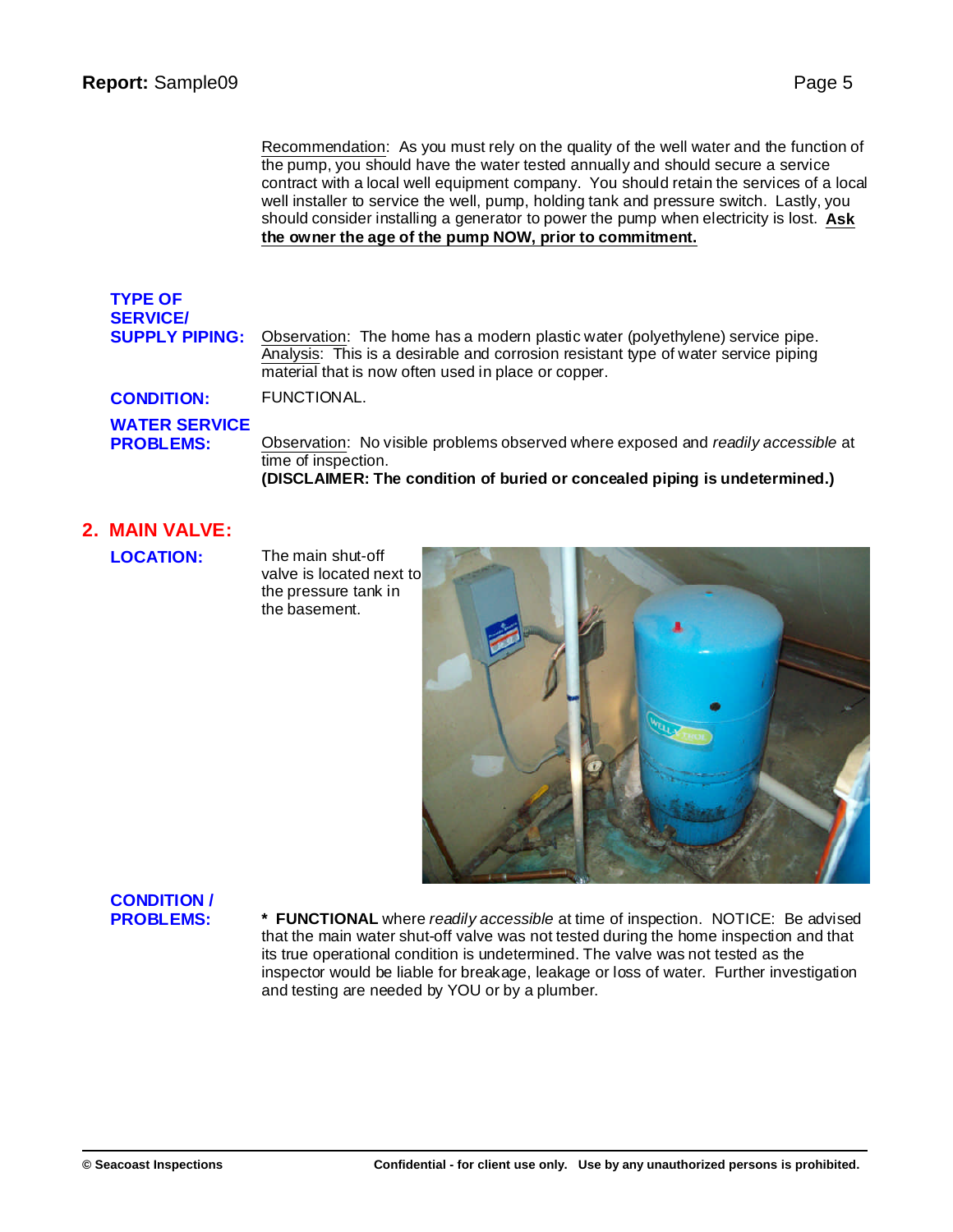Recommendation: As you must rely on the quality of the well water and the function of the pump, you should have the water tested annually and should secure a service contract with a local well equipment company. You should retain the services of a local well installer to service the well, pump, holding tank and pressure switch. Lastly, you should consider installing a generator to power the pump when electricity is lost. **Ask the owner the age of the pump NOW, prior to commitment.**

**TYPE OF SERVICE/ SUPPLY PIPING:** Observation: The home has a modern plastic water (polyethylene) service pipe. Analysis: This is a desirable and corrosion resistant type of water service piping material that is now often used in place or copper.

**CONDITION:** FUNCTIONAL.

**WATER SERVICE PROBLEMS:** Observation: No visible problems observed where exposed and *readily accessible* at time of inspection.
**(DISCLAIMER: The condition of buried or concealed piping is undetermined.)**

## 2. MAIN VALVE:

**LOCATION:** The main shut-off valve is located next to the pressure tank in the basement.

**CONDITION / PROBLEMS:** * **FUNCTIONAL** where *readily accessible* at time of inspection. NOTICE: Be advised that the main water shut-off valve was not tested during the home inspection and that its true operational condition is undetermined. The valve was not tested as the inspector would be liable for breakage, leakage or loss of water. Further investigation and testing are needed by YOU or by a plumber.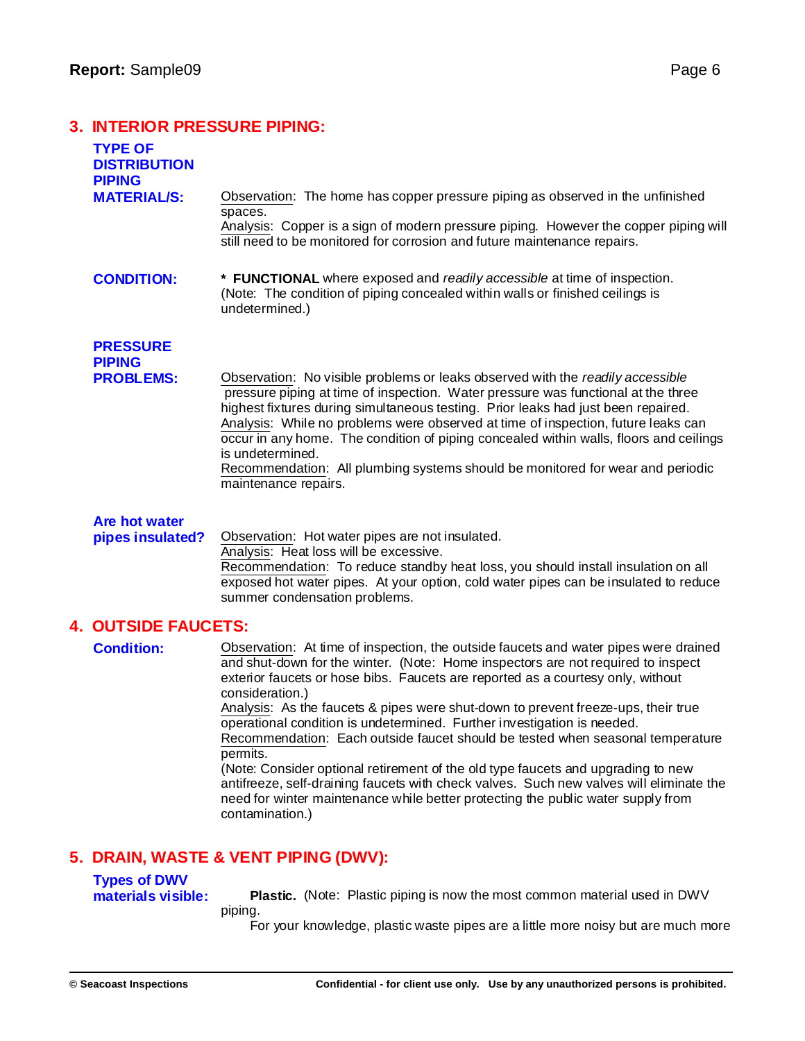## 3. INTERIOR PRESSURE PIPING:

**TYPE OF DISTRIBUTION PIPING MATERIAL/S:**

Observation: The home has copper pressure piping as observed in the unfinished spaces.
Analysis: Copper is a sign of modern pressure piping. However the copper piping will still need to be monitored for corrosion and future maintenance repairs.

**CONDITION:**

**\* FUNCTIONAL** where exposed and *readily accessible* at time of inspection. (Note: The condition of piping concealed within walls or finished ceilings is undetermined.)

**PRESSURE PIPING PROBLEMS:**

Observation: No visible problems or leaks observed with the *readily accessible* pressure piping at time of inspection. Water pressure was functional at the three highest fixtures during simultaneous testing. Prior leaks had just been repaired.
Analysis: While no problems were observed at time of inspection, future leaks can occur in any home. The condition of piping concealed within walls, floors and ceilings is undetermined.
Recommendation: All plumbing systems should be monitored for wear and periodic maintenance repairs.

**Are hot water pipes insulated?**

Observation: Hot water pipes are not insulated.
Analysis: Heat loss will be excessive.
Recommendation: To reduce standby heat loss, you should install insulation on all exposed hot water pipes. At your option, cold water pipes can be insulated to reduce summer condensation problems.

## 4. OUTSIDE FAUCETS:

**Condition:**

Observation: At time of inspection, the outside faucets and water pipes were drained and shut-down for the winter. (Note: Home inspectors are not required to inspect exterior faucets or hose bibs. Faucets are reported as a courtesy only, without consideration.)
Analysis: As the faucets & pipes were shut-down to prevent freeze-ups, their true operational condition is undetermined. Further investigation is needed.
Recommendation: Each outside faucet should be tested when seasonal temperature permits.
(Note: Consider optional retirement of the old type faucets and upgrading to new antifreeze, self-draining faucets with check valves. Such new valves will eliminate the need for winter maintenance while better protecting the public water supply from contamination.)

## 5. DRAIN, WASTE & VENT PIPING (DWV):

**Types of DWV materials visible:**

**Plastic.** (Note: Plastic piping is now the most common material used in DWV piping.
For your knowledge, plastic waste pipes are a little more noisy but are much more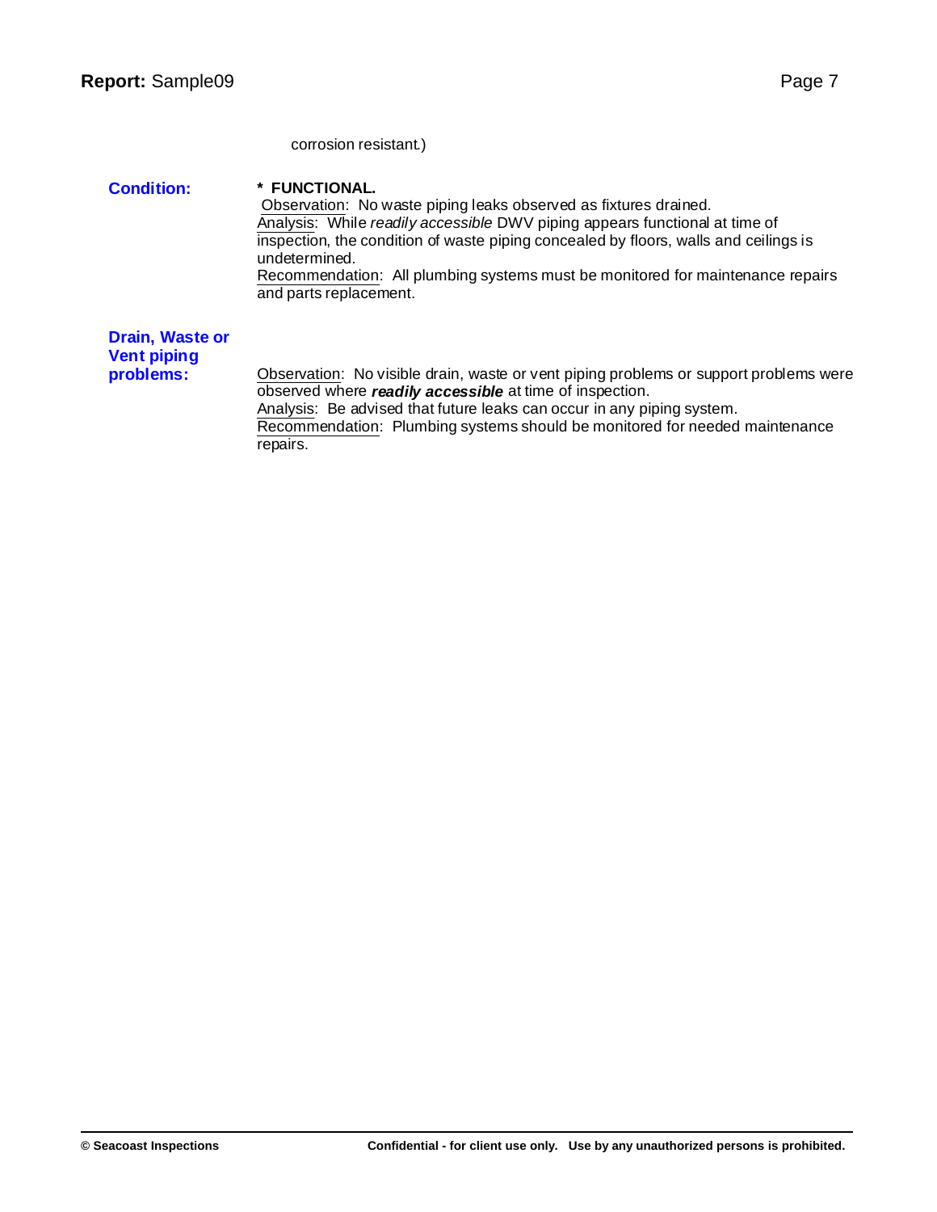corrosion resistant.)

**Condition:**

**\* FUNCTIONAL.**
Observation: No waste piping leaks observed as fixtures drained.
Analysis: While *readily accessible* DWV piping appears functional at time of inspection, the condition of waste piping concealed by floors, walls and ceilings is undetermined.
Recommendation: All plumbing systems must be monitored for maintenance repairs and parts replacement.

**Drain, Waste or Vent piping problems:**

Observation: No visible drain, waste or vent piping problems or support problems were observed where ***readily accessible*** at time of inspection.
Analysis: Be advised that future leaks can occur in any piping system.
Recommendation: Plumbing systems should be monitored for needed maintenance repairs.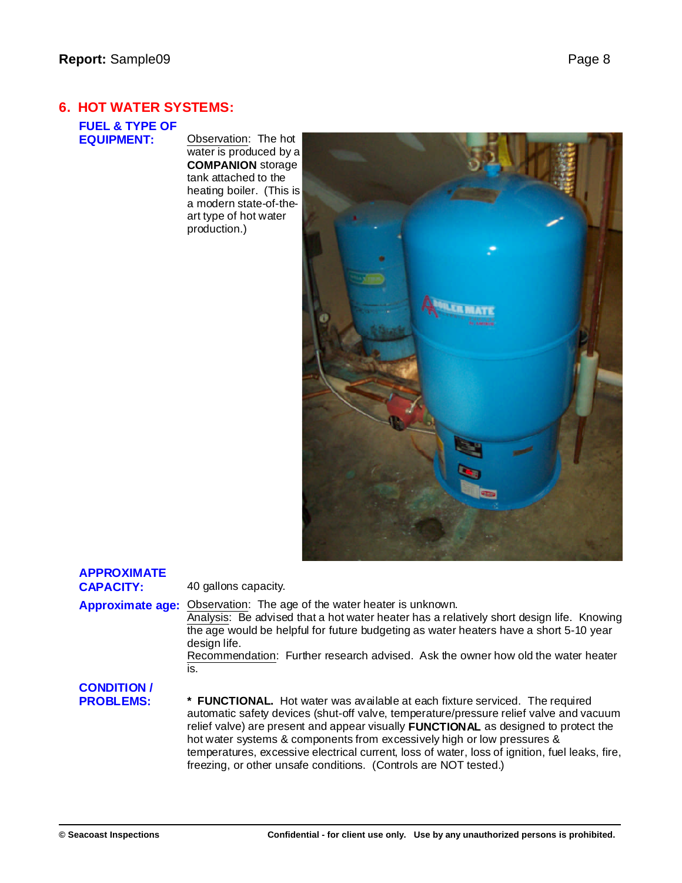## 6. HOT WATER SYSTEMS:

**FUEL & TYPE OF EQUIPMENT:**

Observation: The hot water is produced by a **COMPANION** storage tank attached to the heating boiler. (This is a modern state-of-the-art type of hot water production.)

**APPROXIMATE CAPACITY:**

40 gallons capacity.

**Approximate age:**

Observation: The age of the water heater is unknown.
Analysis: Be advised that a hot water heater has a relatively short design life. Knowing the age would be helpful for future budgeting as water heaters have a short 5-10 year design life.
Recommendation: Further research advised. Ask the owner how old the water heater is.

**CONDITION / PROBLEMS:**

* **FUNCTIONAL.** Hot water was available at each fixture serviced. The required automatic safety devices (shut-off valve, temperature/pressure relief valve and vacuum relief valve) are present and appear visually **FUNCTIONAL** as designed to protect the hot water systems & components from excessively high or low pressures & temperatures, excessive electrical current, loss of water, loss of ignition, fuel leaks, fire, freezing, or other unsafe conditions. (Controls are NOT tested.)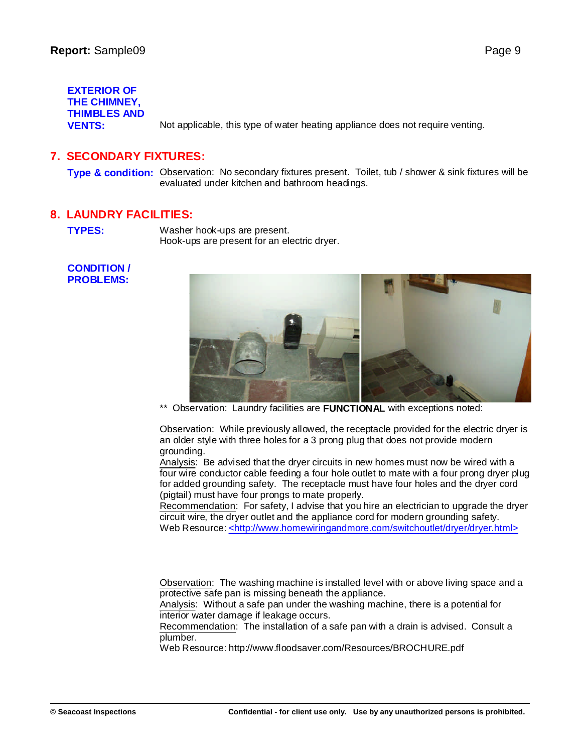**EXTERIOR OF THE CHIMNEY, THIMBLES AND VENTS:** Not applicable, this type of water heating appliance does not require venting.

## 7. SECONDARY FIXTURES:

**Type & condition:** Observation: No secondary fixtures present. Toilet, tub / shower & sink fixtures will be evaluated under kitchen and bathroom headings.

## 8. LAUNDRY FACILITIES:

**TYPES:** Washer hook-ups are present.
Hook-ups are present for an electric dryer.

**CONDITION / PROBLEMS:**

** Observation: Laundry facilities are **FUNCTIONAL** with exceptions noted:

Observation: While previously allowed, the receptacle provided for the electric dryer is an older style with three holes for a 3 prong plug that does not provide modern grounding.
Analysis: Be advised that the dryer circuits in new homes must now be wired with a four wire conductor cable feeding a four hole outlet to mate with a four prong dryer plug for added grounding safety. The receptacle must have four holes and the dryer cord (pigtail) must have four prongs to mate properly.
Recommendation: For safety, I advise that you hire an electrician to upgrade the dryer circuit wire, the dryer outlet and the appliance cord for modern grounding safety.
Web Resource: <http://www.homewiringandmore.com/switchoutlet/dryer/dryer.html>

Observation: The washing machine is installed level with or above living space and a protective safe pan is missing beneath the appliance.
Analysis: Without a safe pan under the washing machine, there is a potential for interior water damage if leakage occurs.
Recommendation: The installation of a safe pan with a drain is advised. Consult a plumber.
Web Resource: http://www.floodsaver.com/Resources/BROCHURE.pdf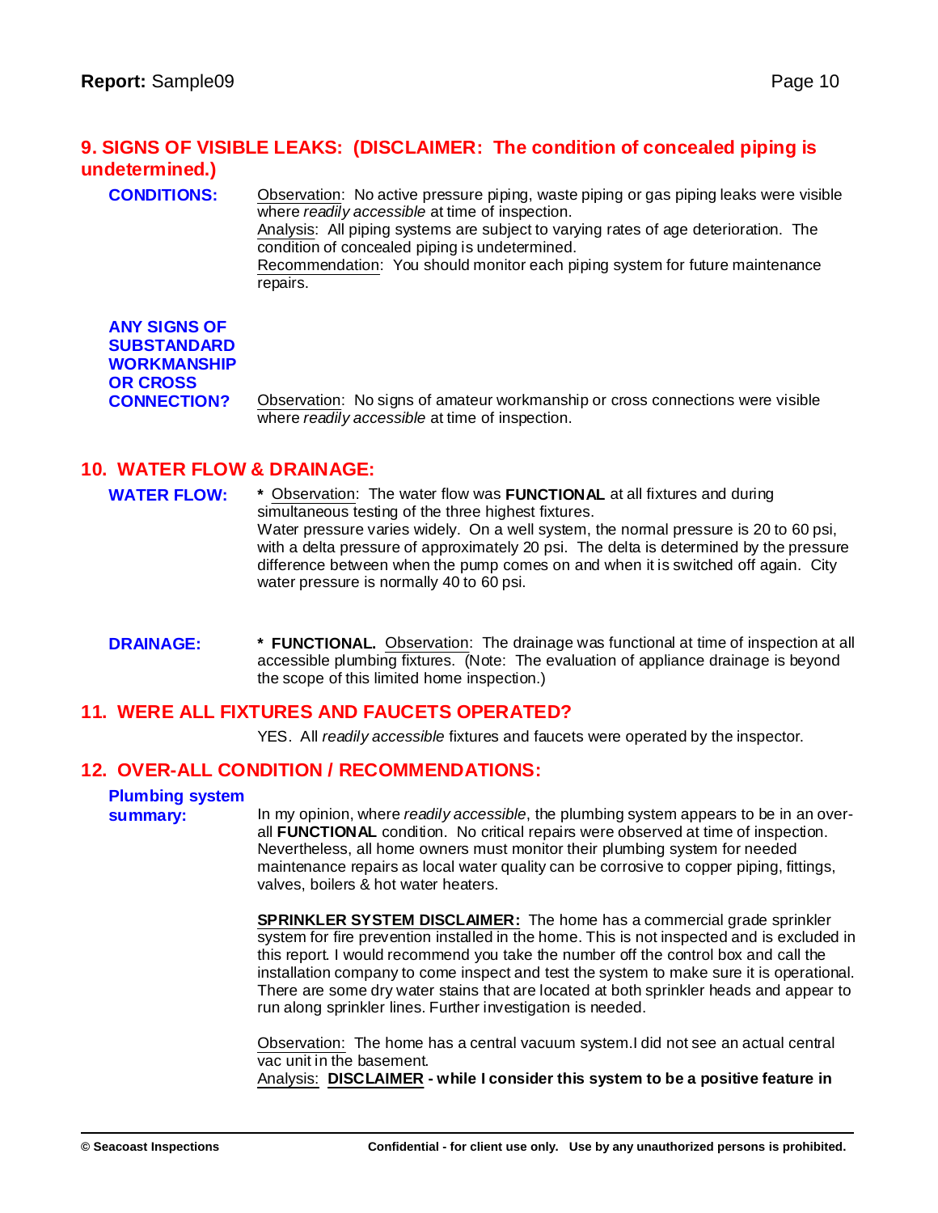## 9. SIGNS OF VISIBLE LEAKS: (DISCLAIMER: The condition of concealed piping is undetermined.)

**CONDITIONS:**

Observation: No active pressure piping, waste piping or gas piping leaks were visible where *readily accessible* at time of inspection.
Analysis: All piping systems are subject to varying rates of age deterioration. The condition of concealed piping is undetermined.
Recommendation: You should monitor each piping system for future maintenance repairs.

**ANY SIGNS OF SUBSTANDARD WORKMANSHIP OR CROSS CONNECTION?**

Observation: No signs of amateur workmanship or cross connections were visible where *readily accessible* at time of inspection.

## 10. WATER FLOW & DRAINAGE:

**WATER FLOW:**

**\*** Observation: The water flow was **FUNCTIONAL** at all fixtures and during simultaneous testing of the three highest fixtures.
Water pressure varies widely. On a well system, the normal pressure is 20 to 60 psi, with a delta pressure of approximately 20 psi. The delta is determined by the pressure difference between when the pump comes on and when it is switched off again. City water pressure is normally 40 to 60 psi.

**DRAINAGE:**

**\* FUNCTIONAL.** Observation: The drainage was functional at time of inspection at all accessible plumbing fixtures. (Note: The evaluation of appliance drainage is beyond the scope of this limited home inspection.)

## 11. WERE ALL FIXTURES AND FAUCETS OPERATED?

YES. All *readily accessible* fixtures and faucets were operated by the inspector.

## 12. OVER-ALL CONDITION / RECOMMENDATIONS:

**Plumbing system summary:**

In my opinion, where *readily accessible*, the plumbing system appears to be in an over-all **FUNCTIONAL** condition. No critical repairs were observed at time of inspection. Nevertheless, all home owners must monitor their plumbing system for needed maintenance repairs as local water quality can be corrosive to copper piping, fittings, valves, boilers & hot water heaters.

**SPRINKLER SYSTEM DISCLAIMER:** The home has a commercial grade sprinkler system for fire prevention installed in the home. This is not inspected and is excluded in this report. I would recommend you take the number off the control box and call the installation company to come inspect and test the system to make sure it is operational. There are some dry water stains that are located at both sprinkler heads and appear to run along sprinkler lines. Further investigation is needed.

Observation: The home has a central vacuum system.I did not see an actual central vac unit in the basement.
Analysis: **DISCLAIMER - while I consider this system to be a positive feature in**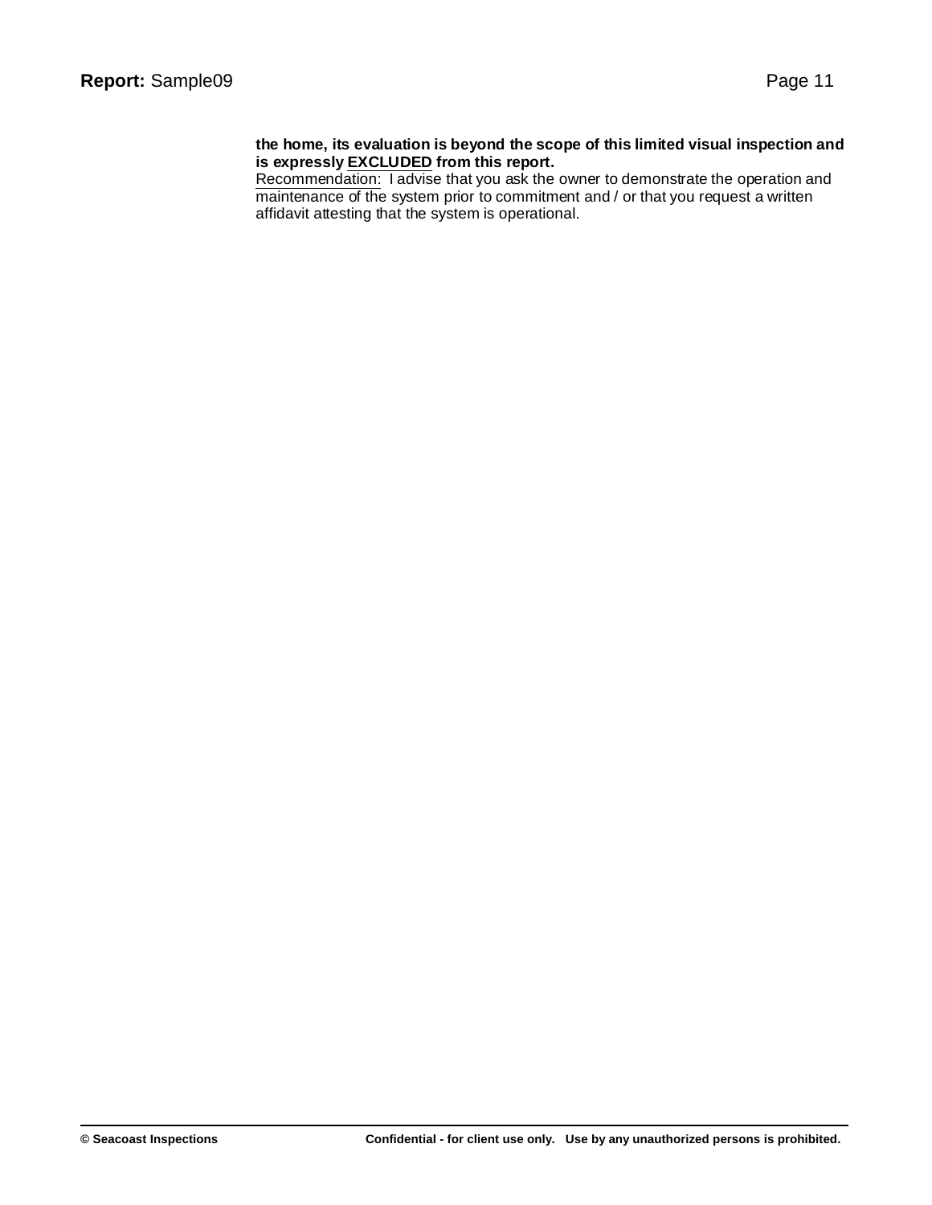**the home, its evaluation is beyond the scope of this limited visual inspection and is expressly <u>EXCLUDED</u> from this report.**

<u>Recommendation:</u> I advise that you ask the owner to demonstrate the operation and maintenance of the system prior to commitment and / or that you request a written affidavit attesting that the system is operational.